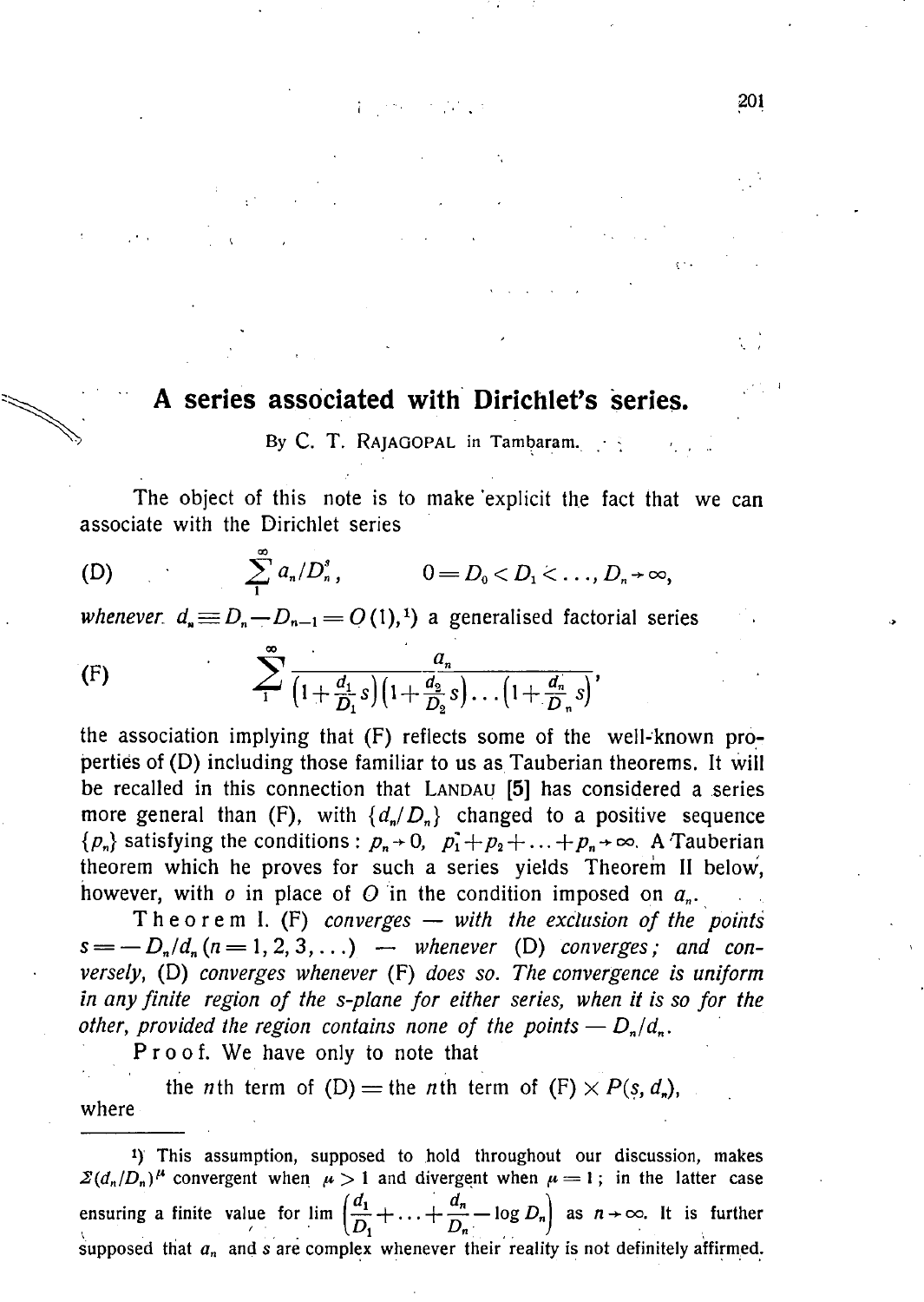# A series associated with Dirichlet's series.

By C. T. RAJAGOPAL in Tambaram.

The object of this note is to make explicit the fact that we can associate with the Dirichlet series

$$\text{(D)} \qquad \sum_1^\infty a_n/D_n^s, \qquad 0 = D_0 < D_1 < \ldots, D_n \to \infty,$$

*whenever* $d_n \equiv D_n - D_{n-1} = O(1)$,[1]) a generalised factorial series

$$\text{(F)} \qquad \sum_1^\infty \frac{a_n}{\left(1+\frac{d_1}{D_1}s\right)\left(1+\frac{d_2}{D_2}s\right)\ldots\left(1+\frac{d_n}{D_n}s\right)},$$

the association implying that (F) reflects some of the well-known properties of (D) including those familiar to us as Tauberian theorems. It will be recalled in this connection that LANDAU [5] has considered a series more general than (F), with $\{d_n/D_n\}$ changed to a positive sequence $\{p_n\}$ satisfying the conditions: $p_n \to 0$, $p_1 + p_2 + \ldots + p_n \to \infty$. A Tauberian theorem which he proves for such a series yields Theorem II below, however, with $o$ in place of $O$ in the condition imposed on $a_n$.

**Theorem I.** (F) *converges — with the exclusion of the points* $s = -D_n/d_n$ $(n = 1, 2, 3, \ldots)$ — *whenever* (D) *converges; and conversely,* (D) *converges whenever* (F) *does so. The convergence is uniform in any finite region of the s-plane for either series, when it is so for the other, provided the region contains none of the points* $-D_n/d_n$.

**Proof.** We have only to note that

the $n$th term of (D) = the $n$th term of (F) $\times P(s, d_n)$,

where

---

[1]) This assumption, supposed to hold throughout our discussion, makes $\Sigma(d_n/D_n)^\mu$ convergent when $\mu > 1$ and divergent when $\mu = 1$; in the latter case ensuring a finite value for $\lim \left(\frac{d_1}{D_1} + \ldots + \frac{d_n}{D_n} - \log D_n\right)$ as $n \to \infty$. It is further supposed that $a_n$ and $s$ are complex whenever their reality is not definitely affirmed.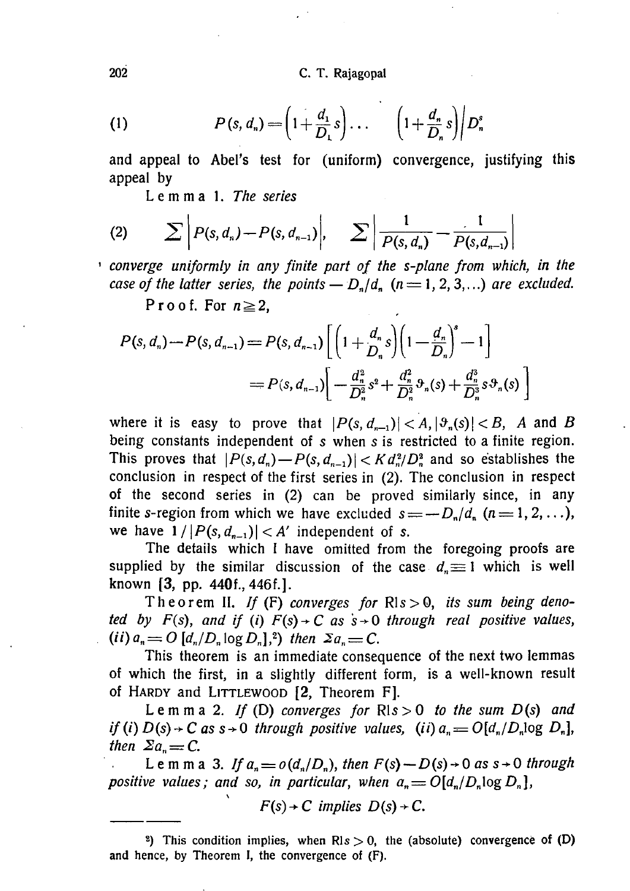$$(1) \qquad P(s, d_n) = \left(1+\frac{d_1}{D_1}s\right) \cdots \left(1+\frac{d_n}{D_n}s\right) \Big/ D_n^s$$

and appeal to Abel's test for (uniform) convergence, justifying this appeal by

**Lemma 1.** *The series*

$$(2) \qquad \sum \left| P(s, d_n) - P(s, d_{n-1}) \right|, \qquad \sum \left| \frac{1}{P(s, d_n)} - \frac{1}{P(s, d_{n-1})} \right|$$

*converge uniformly in any finite part of the s-plane from which, in the case of the latter series, the points* $-D_n/d_n$ $(n = 1, 2, 3, \ldots)$ *are excluded.*

**Proof.** For $n \geqq 2$,

$$P(s, d_n) - P(s, d_{n-1}) = P(s, d_{n-1}) \left[ \left(1 + \frac{d_n}{D_n}s\right)\left(1 - \frac{d_n}{D_n}\right)^s - 1 \right]$$

$$= P(s, d_{n-1}) \left[ -\frac{d_n^2}{D_n^2}s^2 + \frac{d_n^2}{D_n^2}\vartheta_n(s) + \frac{d_n^3}{D_n^3}s\vartheta_n(s) \right]$$

where it is easy to prove that $|P(s, d_{n-1})| < A, |\vartheta_n(s)| < B$, $A$ and $B$ being constants independent of $s$ when $s$ is restricted to a finite region. This proves that $|P(s, d_n) - P(s, d_{n-1})| < K d_n^2/D_n^2$ and so establishes the conclusion in respect of the first series in (2). The conclusion in respect of the second series in (2) can be proved similarly since, in any finite $s$-region from which we have excluded $s = -D_n/d_n$ $(n = 1, 2, \ldots)$, we have $1/|P(s, d_{n-1})| < A'$ independent of $s$.

The details which I have omitted from the foregoing proofs are supplied by the similar discussion of the case $d_n \equiv 1$ which is well known [**3**, pp. 440f., 446f.].

**Theorem II.** *If* (F) *converges for* $\mathrm{Rl}\, s > 0$, *its sum being denoted by* $F(s)$, *and if (i)* $F(s) \to C$ *as* $s \to 0$ *through real positive values, (ii)* $a_n = O\,[d_n/D_n \log D_n]$,[2]) *then* $\Sigma a_n = C$.

This theorem is an immediate consequence of the next two lemmas of which the first, in a slightly different form, is a well-known result of Hardy and Littlewood [**2**, Theorem F].

**Lemma 2.** *If* (D) *converges for* $\mathrm{Rl}\, s > 0$ *to the sum* $D(s)$ *and if (i)* $D(s) \to C$ *as* $s \to 0$ *through positive values, (ii)* $a_n = O[d_n/D_n \log D_n]$, *then* $\Sigma a_n = C$.

**Lemma 3.** *If* $a_n = o(d_n/D_n)$, *then* $F(s) - D(s) \to 0$ *as* $s \to 0$ *through positive values; and so, in particular, when* $a_n = O[d_n/D_n \log D_n]$,

$$F(s) \to C \textit{ implies } D(s) \to C.$$

---

[2]) This condition implies, when $\mathrm{Rl}\, s > 0$, the (absolute) convergence of (D) and hence, by Theorem I, the convergence of (F).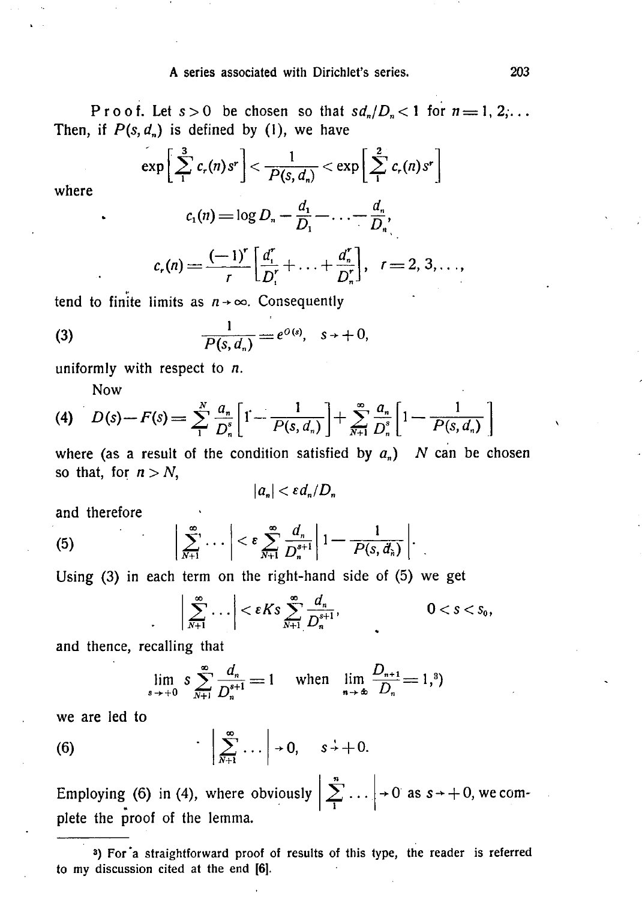**Proof.** Let $s > 0$ be chosen so that $sd_n/D_n < 1$ for $n = 1, 2, \ldots$ Then, if $P(s, d_n)$ is defined by (1), we have

$$\exp\left[\sum_1^3 c_r(n) s^r\right] < \frac{1}{P(s, d_n)} < \exp\left[\sum_1^2 c_r(n) s^r\right]$$

where

$$c_1(n) = \log D_n - \frac{d_1}{D_1} - \ldots - \frac{d_n}{D_n},$$

$$c_r(n) = \frac{(-1)^r}{r}\left[\frac{d_1^r}{D_1^r} + \ldots + \frac{d_n^r}{D_n^r}\right], \quad r = 2, 3, \ldots,$$

tend to finite limits as $n \to \infty$. Consequently

$$\frac{1}{P(s, d_n)} = e^{O(s)}, \quad s \to +0, \tag{3}$$

uniformly with respect to $n$.

Now

$$D(s) - F(s) = \sum_1^N \frac{a_n}{D_n^s}\left[1 - \frac{1}{P(s, d_n)}\right] + \sum_{N+1}^\infty \frac{a_n}{D_n^s}\left[1 - \frac{1}{P(s, d_n)}\right] \tag{4}$$

where (as a result of the condition satisfied by $a_n$) $N$ can be chosen so that, for $n > N$,

$$|a_n| < \varepsilon d_n / D_n$$

and therefore

$$\left|\sum_{N+1}^\infty \cdots\right| < \varepsilon \sum_{N+1}^\infty \frac{d_n}{D_n^{s+1}}\left|1 - \frac{1}{P(s, d_n)}\right|. \tag{5}$$

Using (3) in each term on the right-hand side of (5) we get

$$\left|\sum_{N+1}^\infty \cdots\right| < \varepsilon K s \sum_{N+1}^\infty \frac{d_n}{D_n^{s+1}}, \qquad 0 < s < s_0,$$

and thence, recalling that

$$\lim_{s \to +0} s \sum_{N+1}^\infty \frac{d_n}{D_n^{s+1}} = 1 \quad \text{when} \quad \lim_{n \to \infty} \frac{D_{n+1}}{D_n} = 1, \text{[3]}$$

we are led to

$$\left|\sum_{N+1}^\infty \cdots\right| \to 0, \quad s \to +0. \tag{6}$$

Employing (6) in (4), where obviously $\left|\sum_1^n \cdots\right| \to 0$ as $s \to +0$, we complete the proof of the lemma.

---

[3]) For a straightforward proof of results of this type, the reader is referred to my discussion cited at the end [6].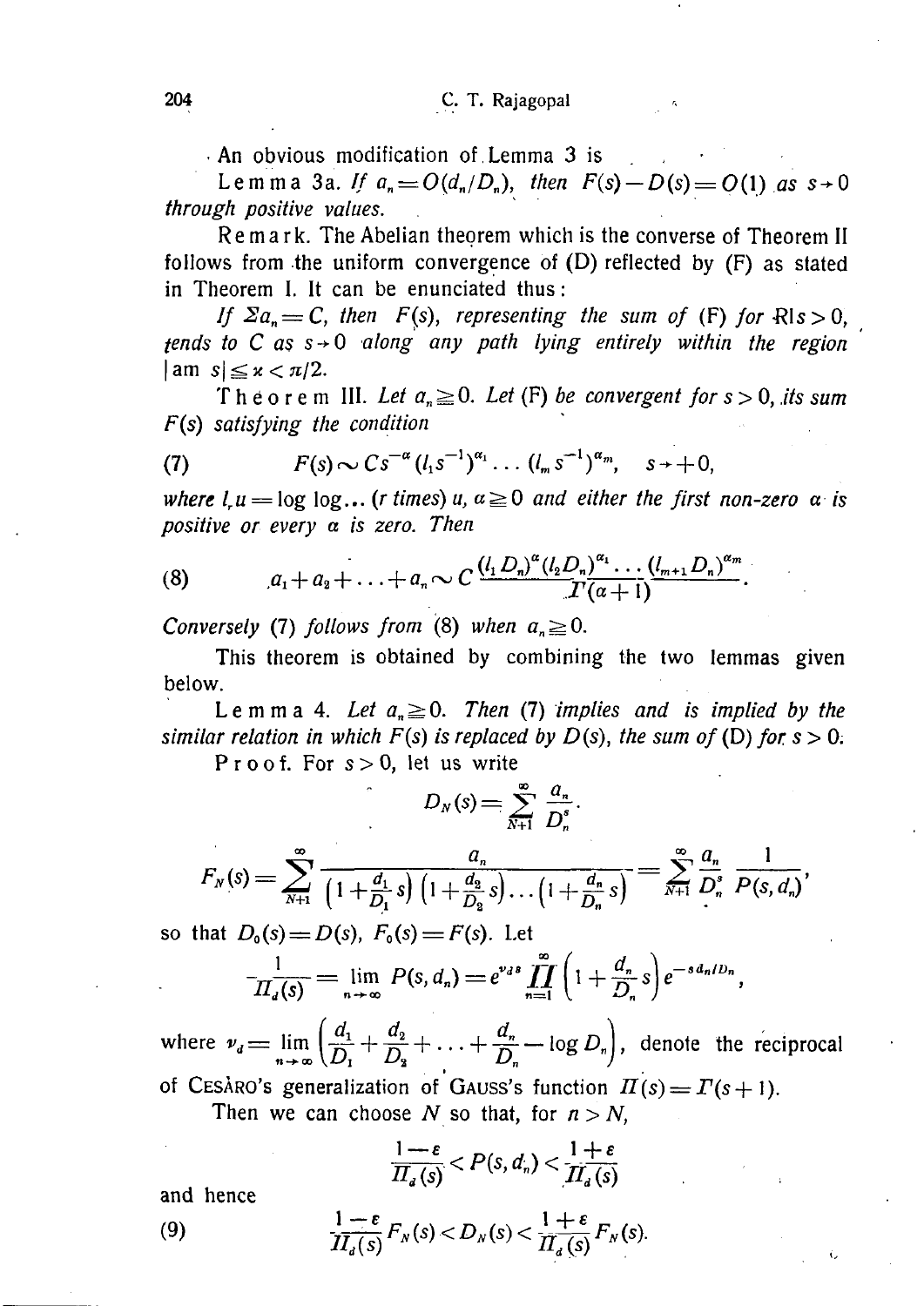An obvious modification of Lemma 3 is

**Lemma 3a.** *If $a_n = O(d_n/D_n)$, then $F(s) - D(s) = O(1)$ as $s \to 0$ through positive values.*

**Remark.** The Abelian theorem which is the converse of Theorem II follows from the uniform convergence of (D) reflected by (F) as stated in Theorem I. It can be enunciated thus:

*If $\Sigma a_n = C$, then $F(s)$, representing the sum of (F) for $\mathrm{R} l s > 0$, tends to $C$ as $s \to 0$ along any path lying entirely within the region $|\mathrm{am}\ s| \leqq \varkappa < \pi/2$.*

**Theorem III.** *Let $a_n \geqq 0$. Let (F) be convergent for $s > 0$, its sum $F(s)$ satisfying the condition*

$$
(7) \qquad F(s) \sim C s^{-\alpha} (l_1 s^{-1})^{\alpha_1} \dots (l_m s^{-1})^{\alpha_m}, \quad s \to +0,
$$

*where $l_r u = \log\log \dots$ ($r$ times) $u$, $\alpha \geqq 0$ and either the first non-zero $\alpha$ is positive or every $\alpha$ is zero. Then*

$$
(8) \qquad a_1 + a_2 + \dots + a_n \sim C \frac{(l_1 D_n)^{\alpha} (l_2 D_n)^{\alpha_1} \dots (l_{m+1} D_n)^{\alpha_m}}{\Gamma(\alpha + 1)}.
$$

*Conversely (7) follows from (8) when $a_n \geqq 0$.*

This theorem is obtained by combining the two lemmas given below.

**Lemma 4.** *Let $a_n \geqq 0$. Then (7) implies and is implied by the similar relation in which $F(s)$ is replaced by $D(s)$, the sum of (D) for $s > 0$.*

**Proof.** For $s > 0$, let us write

$$
D_N(s) = \sum_{N+1}^{\infty} \frac{a_n}{D_n^s}.
$$

$$
F_N(s) = \sum_{N+1}^{\infty} \frac{a_n}{\left(1 + \frac{d_1}{D_1} s\right)\left(1 + \frac{d_2}{D_2} s\right) \dots \left(1 + \frac{d_n}{D_n} s\right)} = \sum_{N+1}^{\infty} \frac{a_n}{D_n^s} \frac{1}{P(s, d_n)},
$$

so that $D_0(s) = D(s)$, $F_0(s) = F(s)$. Let

$$
\frac{1}{\Pi_d(s)} = \lim_{n \to \infty} P(s, d_n) = e^{\nu_d s} \prod_{n=1}^{\infty} \left(1 + \frac{d_n}{D_n} s\right) e^{-s d_n / D_n},
$$

where $\nu_d = \lim_{n \to \infty} \left( \frac{d_1}{D_1} + \frac{d_2}{D_2} + \dots + \frac{d_n}{D_n} - \log D_n \right)$, denote the reciprocal of CESÀRO's generalization of GAUSS's function $\Pi(s) = \Gamma(s+1)$.

Then we can choose $N$ so that, for $n > N$,

$$
\frac{1 - \varepsilon}{\Pi_d(s)} < P(s, d_n) < \frac{1 + \varepsilon}{\Pi_d(s)}
$$

and hence

$$
(9) \qquad \frac{1 - \varepsilon}{\Pi_d(s)} F_N(s) < D_N(s) < \frac{1 + \varepsilon}{\Pi_d(s)} F_N(s).
$$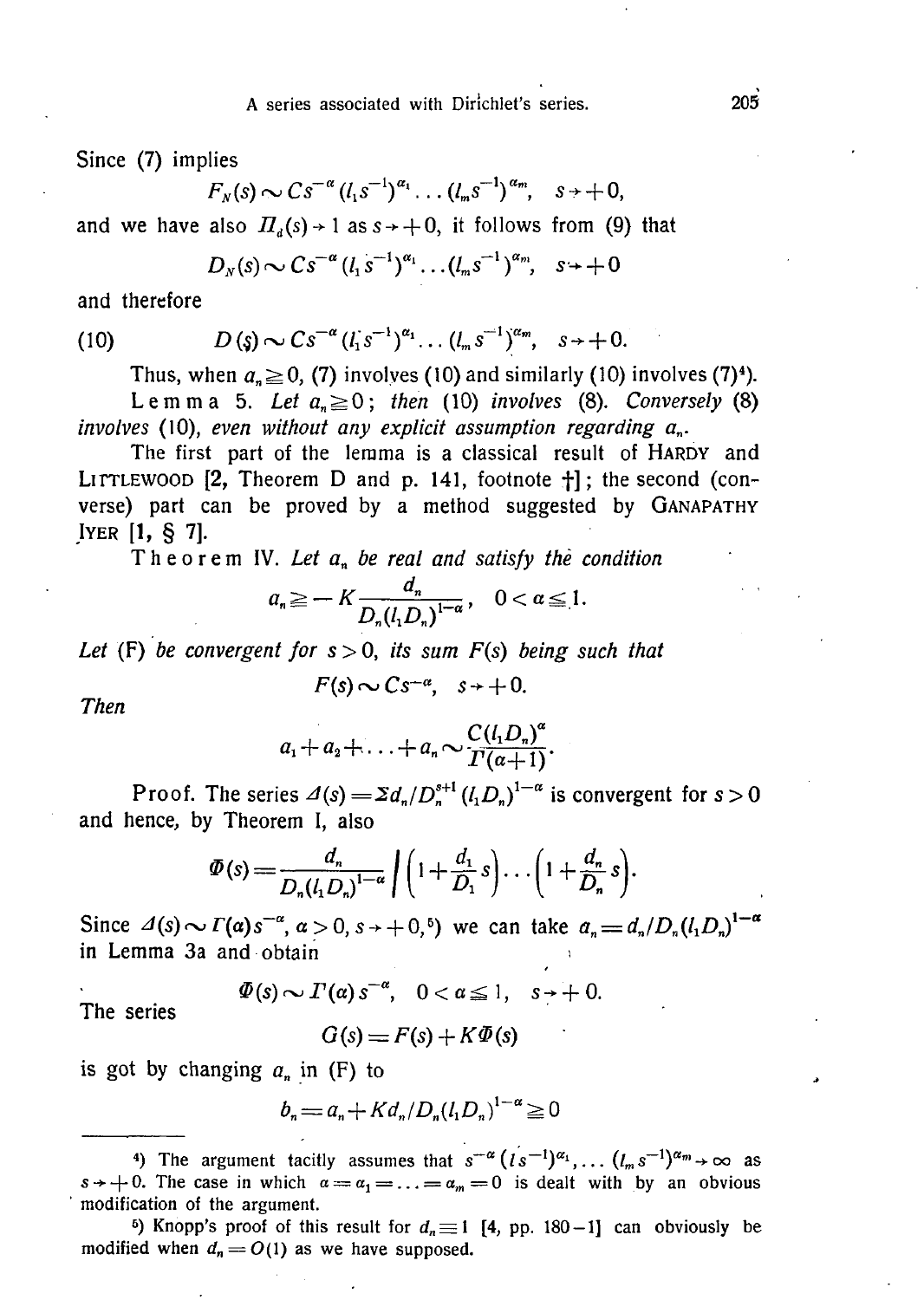Since (7) implies

$$F_N(s) \sim Cs^{-\alpha}(l_1 s^{-1})^{\alpha_1} \dots (l_m s^{-1})^{\alpha_m}, \quad s \to +0,$$

and we have also $\Pi_d(s) \to 1$ as $s \to +0$, it follows from (9) that

$$D_N(s) \sim Cs^{-\alpha}(l_1 s^{-1})^{\alpha_1} \dots (l_m s^{-1})^{\alpha_m}, \quad s \to +0$$

and therefore

$$D(s) \sim Cs^{-\alpha}(l_1 s^{-1})^{\alpha_1} \dots (l_m s^{-1})^{\alpha_m}, \quad s \to +0. \tag{10}$$

Thus, when $a_n \geqq 0$, (7) involves (10) and similarly (10) involves (7)[4].

**Lemma 5.** *Let $a_n \geqq 0$; then* (10) *involves* (8). *Conversely* (8) *involves* (10), *even without any explicit assumption regarding $a_n$.*

The first part of the lemma is a classical result of HARDY and LITTLEWOOD [2, Theorem D and p. 141, footnote †]; the second (converse) part can be proved by a method suggested by GANAPATHY IYER [1, § 7].

**Theorem IV.** *Let $a_n$ be real and satisfy the condition*

$$a_n \geqq -K \frac{d_n}{D_n (l_1 D_n)^{1-\alpha}}, \quad 0 < \alpha \leqq 1.$$

*Let* (F) *be convergent for $s > 0$, its sum $F(s)$ being such that*

$$F(s) \sim Cs^{-\alpha}, \quad s \to +0.$$

*Then*

$$a_1 + a_2 + \dots + a_n \sim \frac{C(l_1 D_n)^{\alpha}}{\Gamma(\alpha+1)}.$$

**Proof.** The series $\Delta(s) = \Sigma d_n / D_n^{s+1}(l_1 D_n)^{1-\alpha}$ is convergent for $s > 0$ and hence, by Theorem I, also

$$\Phi(s) = \frac{d_n}{D_n (l_1 D_n)^{1-\alpha}} \bigg/ \left(1 + \frac{d_1}{D_1} s\right) \dots \left(1 + \frac{d_n}{D_n} s\right).$$

Since $\Delta(s) \sim \Gamma(\alpha) s^{-\alpha}$, $\alpha > 0$, $s \to +0$,[5]) we can take $a_n = d_n / D_n (l_1 D_n)^{1-\alpha}$ in Lemma 3a and obtain

$$\Phi(s) \sim \Gamma(\alpha) s^{-\alpha}, \quad 0 < \alpha \leqq 1, \quad s \to +0.$$

The series

$$G(s) = F(s) + K\Phi(s)$$

is got by changing $a_n$ in (F) to

$$b_n = a_n + K d_n / D_n (l_1 D_n)^{1-\alpha} \geqq 0$$

---

[4]) The argument tacitly assumes that $s^{-\alpha}(l s^{-1})^{\alpha_1}, \dots (l_m s^{-1})^{\alpha_m} \to \infty$ as $s \to +0$. The case in which $\alpha = \alpha_1 = \dots = \alpha_m = 0$ is dealt with by an obvious modification of the argument.

[5]) Knopp's proof of this result for $d_n \equiv 1$ [4, pp. 180–1] can obviously be modified when $d_n = O(1)$ as we have supposed.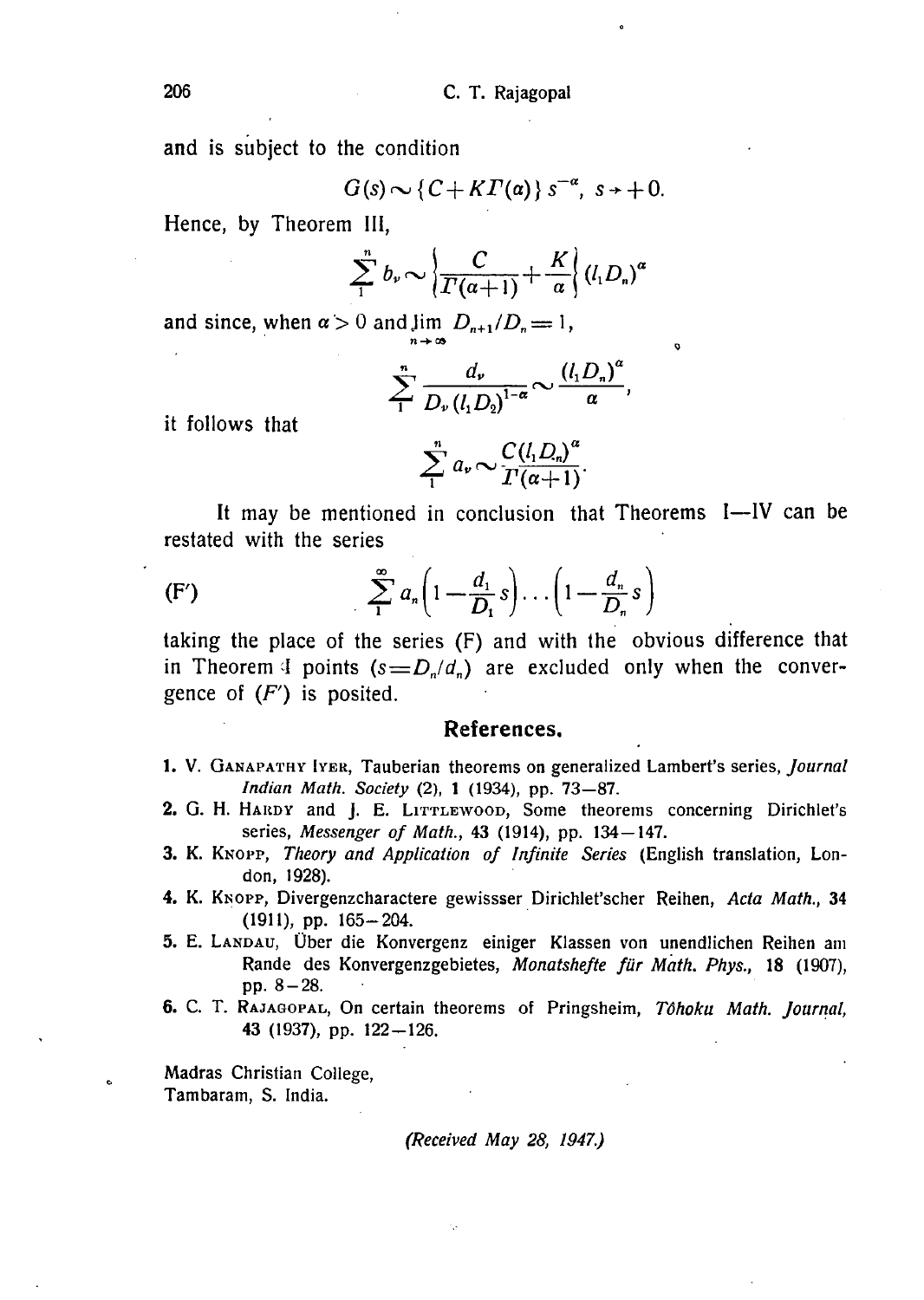and is subject to the condition

$$G(s) \sim \{C + K\Gamma(\alpha)\} s^{-\alpha}, \quad s \to +0.$$

Hence, by Theorem III,

$$\sum_1^n b_\nu \sim \left\{ \frac{C}{\Gamma(\alpha+1)} + \frac{K}{\alpha} \right\} (l_1 D_n)^\alpha$$

and since, when $\alpha > 0$ and $\lim\limits_{n \to \infty} D_{n+1}/D_n = 1$,

$$\sum_1^n \frac{d_\nu}{D_\nu (l_1 D_2)^{1-\alpha}} \sim \frac{(l_1 D_n)^\alpha}{\alpha},$$

it follows that

$$\sum_1^n a_\nu \sim \frac{C (l_1 D_n)^\alpha}{\Gamma(\alpha+1)}.$$

It may be mentioned in conclusion that Theorems I—IV can be restated with the series

$$\text{(F')} \qquad \sum_1^\infty a_n \left(1 - \frac{d_1}{D_1} s\right) \ldots \left(1 - \frac{d_n}{D_n} s\right)$$

taking the place of the series (F) and with the obvious difference that in Theorem I points $(s = D_n/d_n)$ are excluded only when the convergence of $(F')$ is posited.

## References.

1. V. Ganapathy Iyer, Tauberian theorems on generalized Lambert's series, *Journal Indian Math. Society* (2), **1** (1934), pp. 73—87.
2. G. H. Hardy and J. E. Littlewood, Some theorems concerning Dirichlet's series, *Messenger of Math.*, **43** (1914), pp. 134—147.
3. K. Knopp, *Theory and Application of Infinite Series* (English translation, London, 1928).
4. K. Knopp, Divergenzcharactere gewissser Dirichlet'scher Reihen, *Acta Math.*, **34** (1911), pp. 165—204.
5. E. Landau, Über die Konvergenz einiger Klassen von unendlichen Reihen am Rande des Konvergenzgebietes, *Monatshefte für Math. Phys.*, **18** (1907), pp. 8—28.
6. C. T. Rajagopal, On certain theorems of Pringsheim, *Tôhoku Math. Journal*, **43** (1937), pp. 122—126.

Madras Christian College,
Tambaram, S. India.

*(Received May 28, 1947.)*